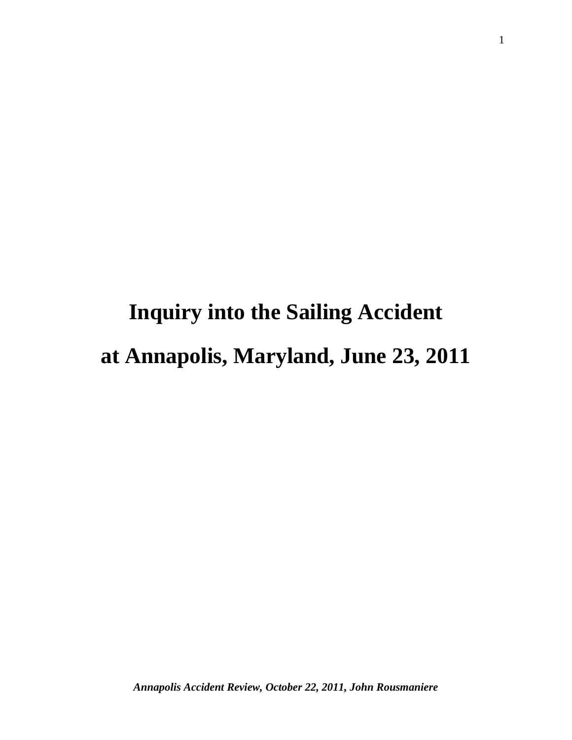# Inquiry into the Sailing Accident at Annapolis, Maryland, June 23, 2011

***Annapolis Accident Review, October 22, 2011, John Rousmaniere***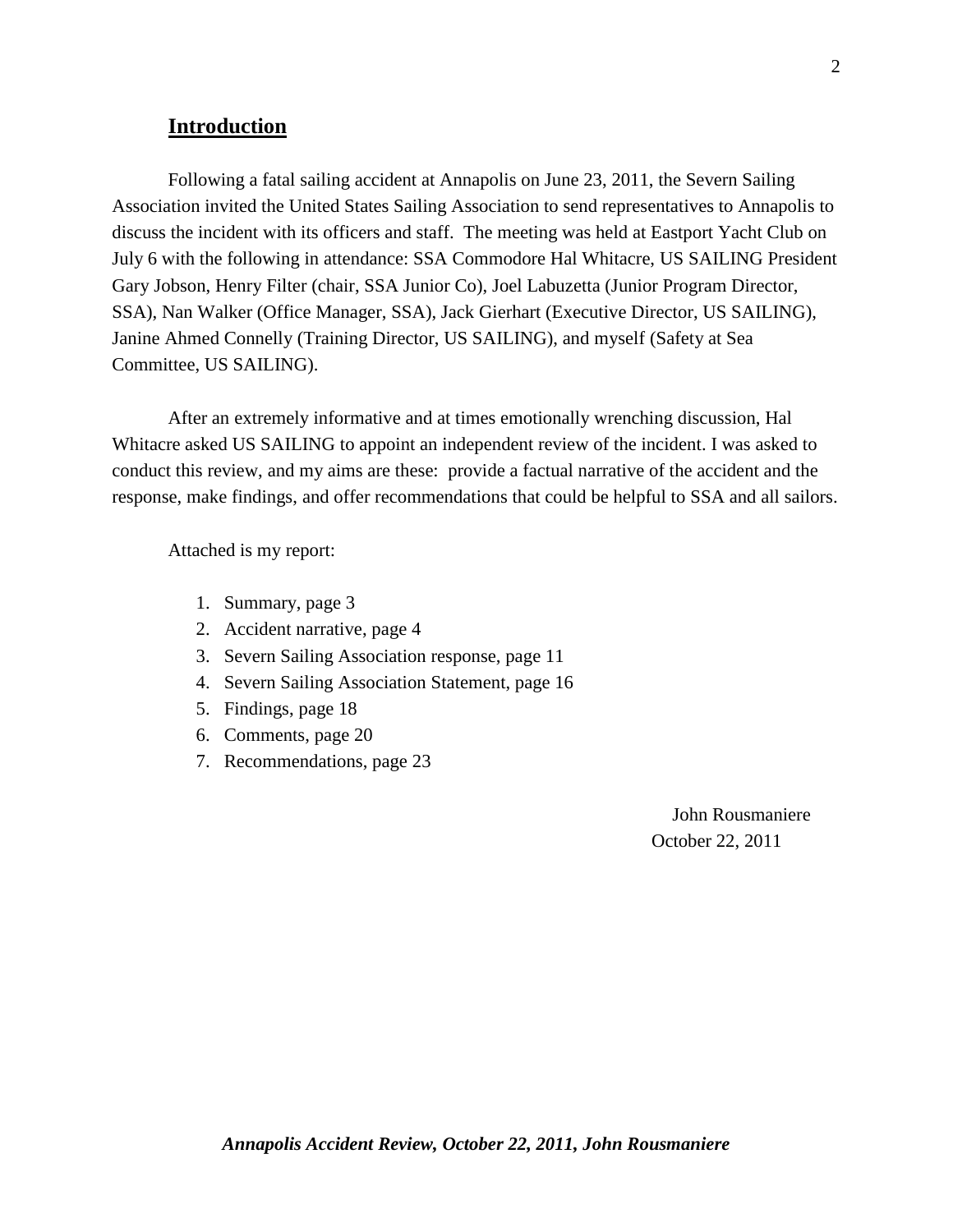## Introduction

Following a fatal sailing accident at Annapolis on June 23, 2011, the Severn Sailing Association invited the United States Sailing Association to send representatives to Annapolis to discuss the incident with its officers and staff. The meeting was held at Eastport Yacht Club on July 6 with the following in attendance: SSA Commodore Hal Whitacre, US SAILING President Gary Jobson, Henry Filter (chair, SSA Junior Co), Joel Labuzetta (Junior Program Director, SSA), Nan Walker (Office Manager, SSA), Jack Gierhart (Executive Director, US SAILING), Janine Ahmed Connelly (Training Director, US SAILING), and myself (Safety at Sea Committee, US SAILING).

After an extremely informative and at times emotionally wrenching discussion, Hal Whitacre asked US SAILING to appoint an independent review of the incident. I was asked to conduct this review, and my aims are these: provide a factual narrative of the accident and the response, make findings, and offer recommendations that could be helpful to SSA and all sailors.

Attached is my report:

1. Summary, page 3
2. Accident narrative, page 4
3. Severn Sailing Association response, page 11
4. Severn Sailing Association Statement, page 16
5. Findings, page 18
6. Comments, page 20
7. Recommendations, page 23

John Rousmaniere
October 22, 2011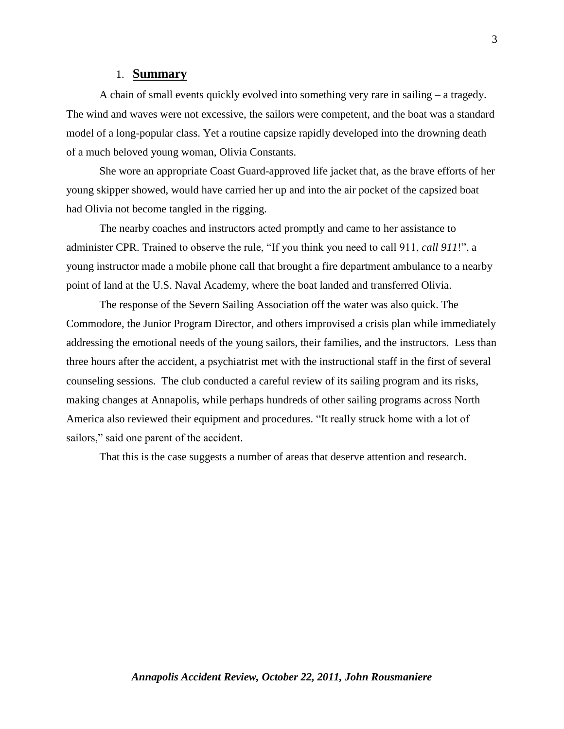## 1. **Summary**

A chain of small events quickly evolved into something very rare in sailing – a tragedy. The wind and waves were not excessive, the sailors were competent, and the boat was a standard model of a long-popular class. Yet a routine capsize rapidly developed into the drowning death of a much beloved young woman, Olivia Constants.

She wore an appropriate Coast Guard-approved life jacket that, as the brave efforts of her young skipper showed, would have carried her up and into the air pocket of the capsized boat had Olivia not become tangled in the rigging.

The nearby coaches and instructors acted promptly and came to her assistance to administer CPR. Trained to observe the rule, "If you think you need to call 911, *call 911*!", a young instructor made a mobile phone call that brought a fire department ambulance to a nearby point of land at the U.S. Naval Academy, where the boat landed and transferred Olivia.

The response of the Severn Sailing Association off the water was also quick. The Commodore, the Junior Program Director, and others improvised a crisis plan while immediately addressing the emotional needs of the young sailors, their families, and the instructors. Less than three hours after the accident, a psychiatrist met with the instructional staff in the first of several counseling sessions. The club conducted a careful review of its sailing program and its risks, making changes at Annapolis, while perhaps hundreds of other sailing programs across North America also reviewed their equipment and procedures. "It really struck home with a lot of sailors," said one parent of the accident.

That this is the case suggests a number of areas that deserve attention and research.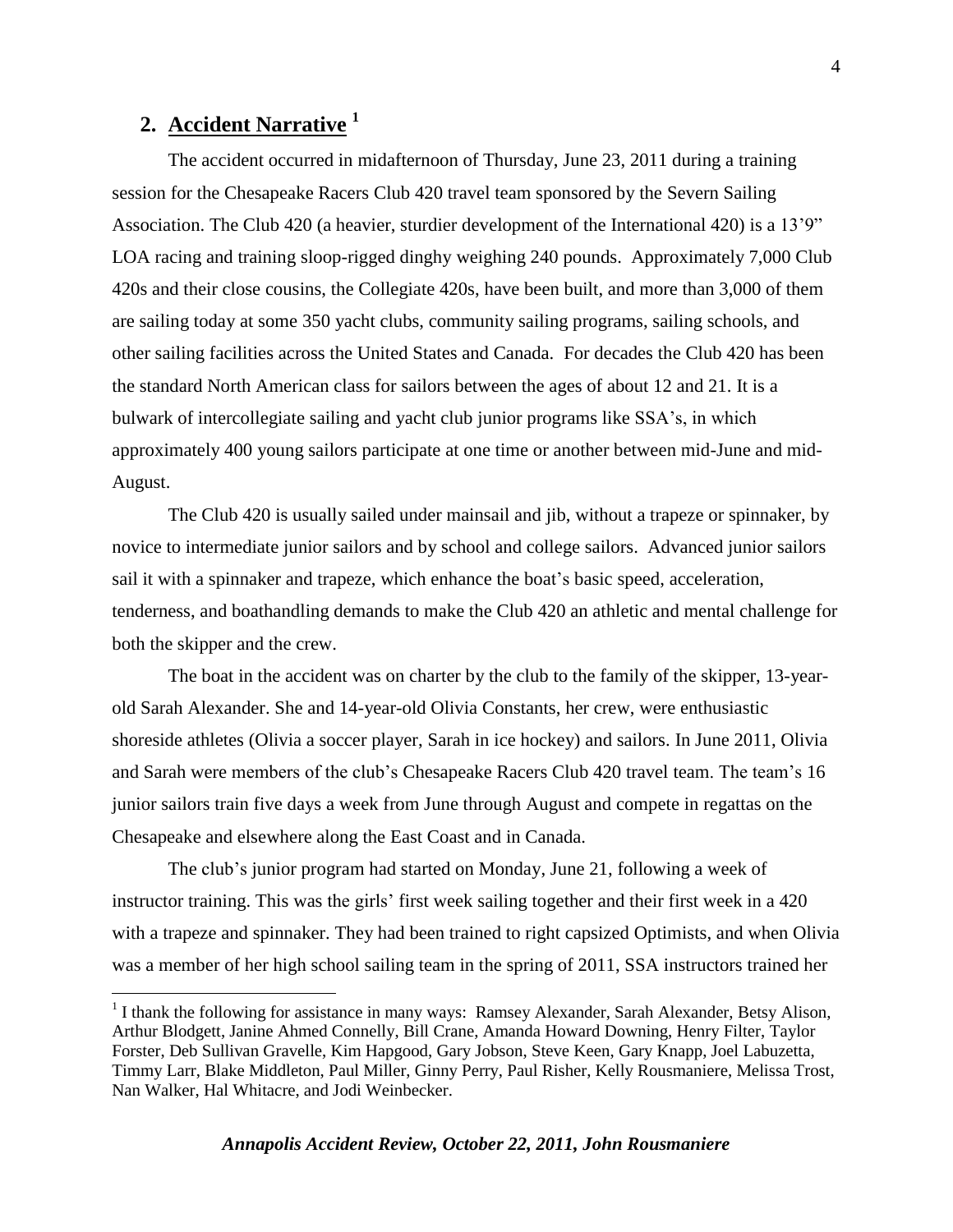## 2. Accident Narrative [1]

The accident occurred in midafternoon of Thursday, June 23, 2011 during a training session for the Chesapeake Racers Club 420 travel team sponsored by the Severn Sailing Association. The Club 420 (a heavier, sturdier development of the International 420) is a 13'9" LOA racing and training sloop-rigged dinghy weighing 240 pounds. Approximately 7,000 Club 420s and their close cousins, the Collegiate 420s, have been built, and more than 3,000 of them are sailing today at some 350 yacht clubs, community sailing programs, sailing schools, and other sailing facilities across the United States and Canada. For decades the Club 420 has been the standard North American class for sailors between the ages of about 12 and 21. It is a bulwark of intercollegiate sailing and yacht club junior programs like SSA's, in which approximately 400 young sailors participate at one time or another between mid-June and mid-August.

The Club 420 is usually sailed under mainsail and jib, without a trapeze or spinnaker, by novice to intermediate junior sailors and by school and college sailors. Advanced junior sailors sail it with a spinnaker and trapeze, which enhance the boat's basic speed, acceleration, tenderness, and boathandling demands to make the Club 420 an athletic and mental challenge for both the skipper and the crew.

The boat in the accident was on charter by the club to the family of the skipper, 13-year-old Sarah Alexander. She and 14-year-old Olivia Constants, her crew, were enthusiastic shoreside athletes (Olivia a soccer player, Sarah in ice hockey) and sailors. In June 2011, Olivia and Sarah were members of the club's Chesapeake Racers Club 420 travel team. The team's 16 junior sailors train five days a week from June through August and compete in regattas on the Chesapeake and elsewhere along the East Coast and in Canada.

The club's junior program had started on Monday, June 21, following a week of instructor training. This was the girls' first week sailing together and their first week in a 420 with a trapeze and spinnaker. They had been trained to right capsized Optimists, and when Olivia was a member of her high school sailing team in the spring of 2011, SSA instructors trained her

---

[1] I thank the following for assistance in many ways: Ramsey Alexander, Sarah Alexander, Betsy Alison, Arthur Blodgett, Janine Ahmed Connelly, Bill Crane, Amanda Howard Downing, Henry Filter, Taylor Forster, Deb Sullivan Gravelle, Kim Hapgood, Gary Jobson, Steve Keen, Gary Knapp, Joel Labuzetta, Timmy Larr, Blake Middleton, Paul Miller, Ginny Perry, Paul Risher, Kelly Rousmaniere, Melissa Trost, Nan Walker, Hal Whitacre, and Jodi Weinbecker.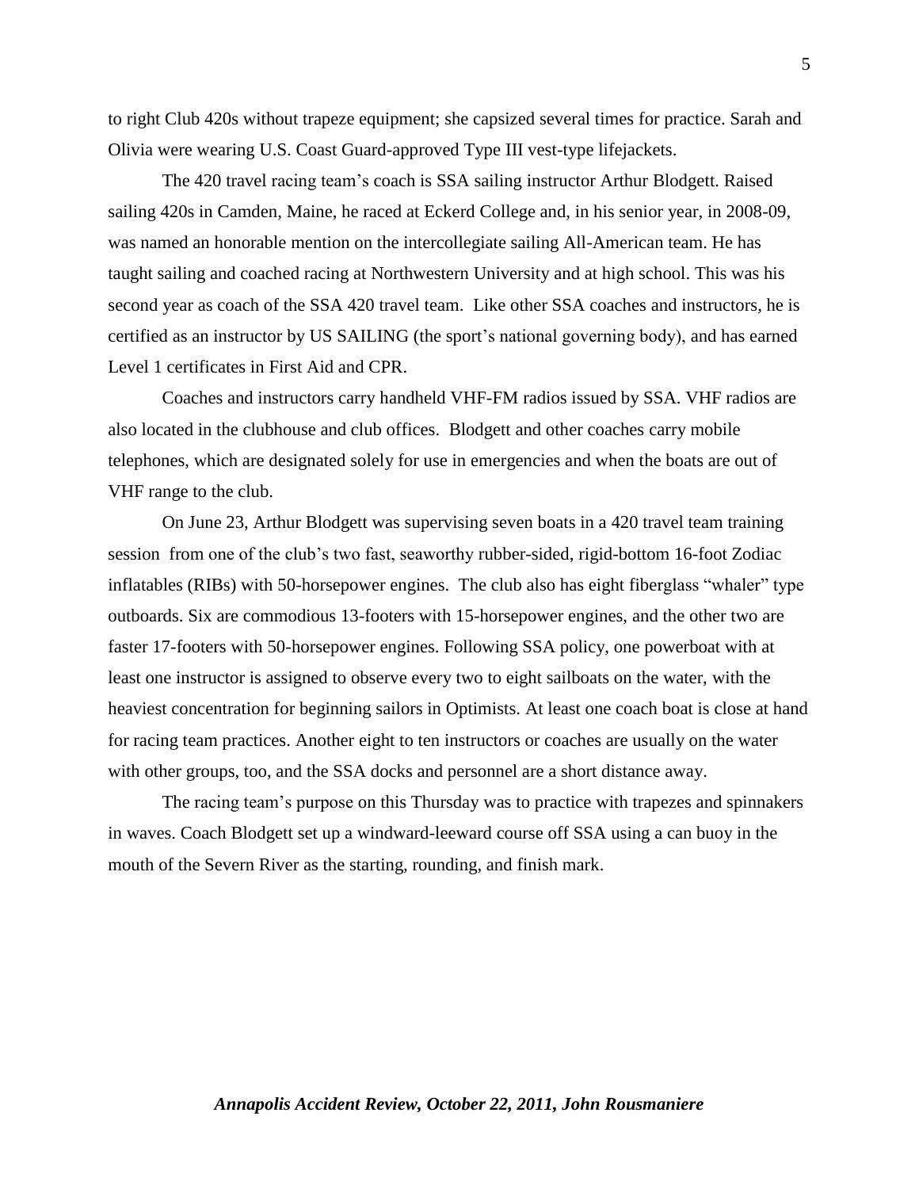to right Club 420s without trapeze equipment; she capsized several times for practice. Sarah and Olivia were wearing U.S. Coast Guard-approved Type III vest-type lifejackets.

The 420 travel racing team's coach is SSA sailing instructor Arthur Blodgett. Raised sailing 420s in Camden, Maine, he raced at Eckerd College and, in his senior year, in 2008-09, was named an honorable mention on the intercollegiate sailing All-American team. He has taught sailing and coached racing at Northwestern University and at high school. This was his second year as coach of the SSA 420 travel team. Like other SSA coaches and instructors, he is certified as an instructor by US SAILING (the sport's national governing body), and has earned Level 1 certificates in First Aid and CPR.

Coaches and instructors carry handheld VHF-FM radios issued by SSA. VHF radios are also located in the clubhouse and club offices. Blodgett and other coaches carry mobile telephones, which are designated solely for use in emergencies and when the boats are out of VHF range to the club.

On June 23, Arthur Blodgett was supervising seven boats in a 420 travel team training session from one of the club's two fast, seaworthy rubber-sided, rigid-bottom 16-foot Zodiac inflatables (RIBs) with 50-horsepower engines. The club also has eight fiberglass "whaler" type outboards. Six are commodious 13-footers with 15-horsepower engines, and the other two are faster 17-footers with 50-horsepower engines. Following SSA policy, one powerboat with at least one instructor is assigned to observe every two to eight sailboats on the water, with the heaviest concentration for beginning sailors in Optimists. At least one coach boat is close at hand for racing team practices. Another eight to ten instructors or coaches are usually on the water with other groups, too, and the SSA docks and personnel are a short distance away.

The racing team's purpose on this Thursday was to practice with trapezes and spinnakers in waves. Coach Blodgett set up a windward-leeward course off SSA using a can buoy in the mouth of the Severn River as the starting, rounding, and finish mark.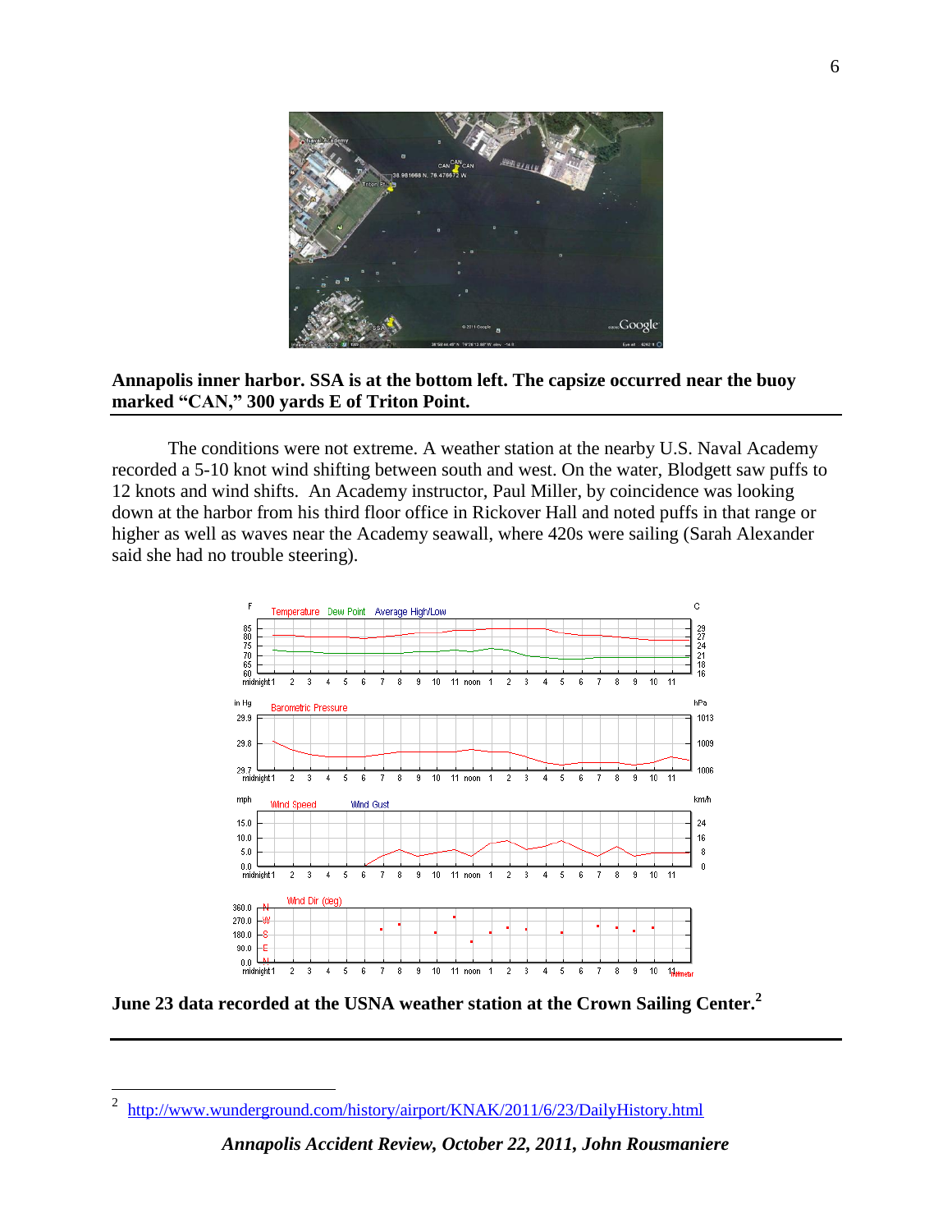**Annapolis inner harbor. SSA is at the bottom left. The capsize occurred near the buoy marked "CAN," 300 yards E of Triton Point.**

The conditions were not extreme. A weather station at the nearby U.S. Naval Academy recorded a 5-10 knot wind shifting between south and west. On the water, Blodgett saw puffs to 12 knots and wind shifts. An Academy instructor, Paul Miller, by coincidence was looking down at the harbor from his third floor office in Rickover Hall and noted puffs in that range or higher as well as waves near the Academy seawall, where 420s were sailing (Sarah Alexander said she had no trouble steering).

**June 23 data recorded at the USNA weather station at the Crown Sailing Center.**[2]

---

[2] http://www.wunderground.com/history/airport/KNAK/2011/6/23/DailyHistory.html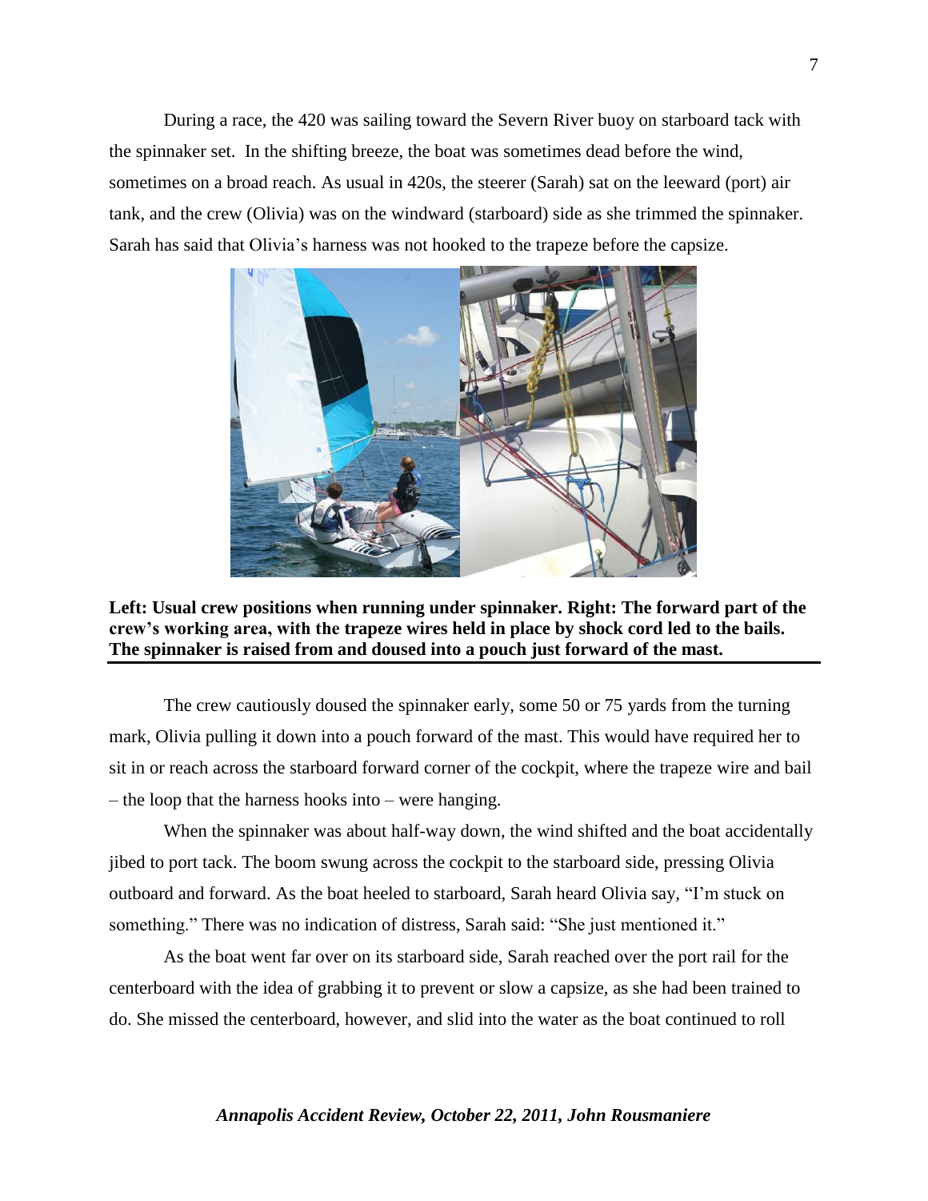During a race, the 420 was sailing toward the Severn River buoy on starboard tack with the spinnaker set. In the shifting breeze, the boat was sometimes dead before the wind, sometimes on a broad reach. As usual in 420s, the steerer (Sarah) sat on the leeward (port) air tank, and the crew (Olivia) was on the windward (starboard) side as she trimmed the spinnaker. Sarah has said that Olivia's harness was not hooked to the trapeze before the capsize.

**Left: Usual crew positions when running under spinnaker. Right: The forward part of the crew's working area, with the trapeze wires held in place by shock cord led to the bails. The spinnaker is raised from and doused into a pouch just forward of the mast.**

The crew cautiously doused the spinnaker early, some 50 or 75 yards from the turning mark, Olivia pulling it down into a pouch forward of the mast. This would have required her to sit in or reach across the starboard forward corner of the cockpit, where the trapeze wire and bail – the loop that the harness hooks into – were hanging.

When the spinnaker was about half-way down, the wind shifted and the boat accidentally jibed to port tack. The boom swung across the cockpit to the starboard side, pressing Olivia outboard and forward. As the boat heeled to starboard, Sarah heard Olivia say, "I'm stuck on something." There was no indication of distress, Sarah said: "She just mentioned it."

As the boat went far over on its starboard side, Sarah reached over the port rail for the centerboard with the idea of grabbing it to prevent or slow a capsize, as she had been trained to do. She missed the centerboard, however, and slid into the water as the boat continued to roll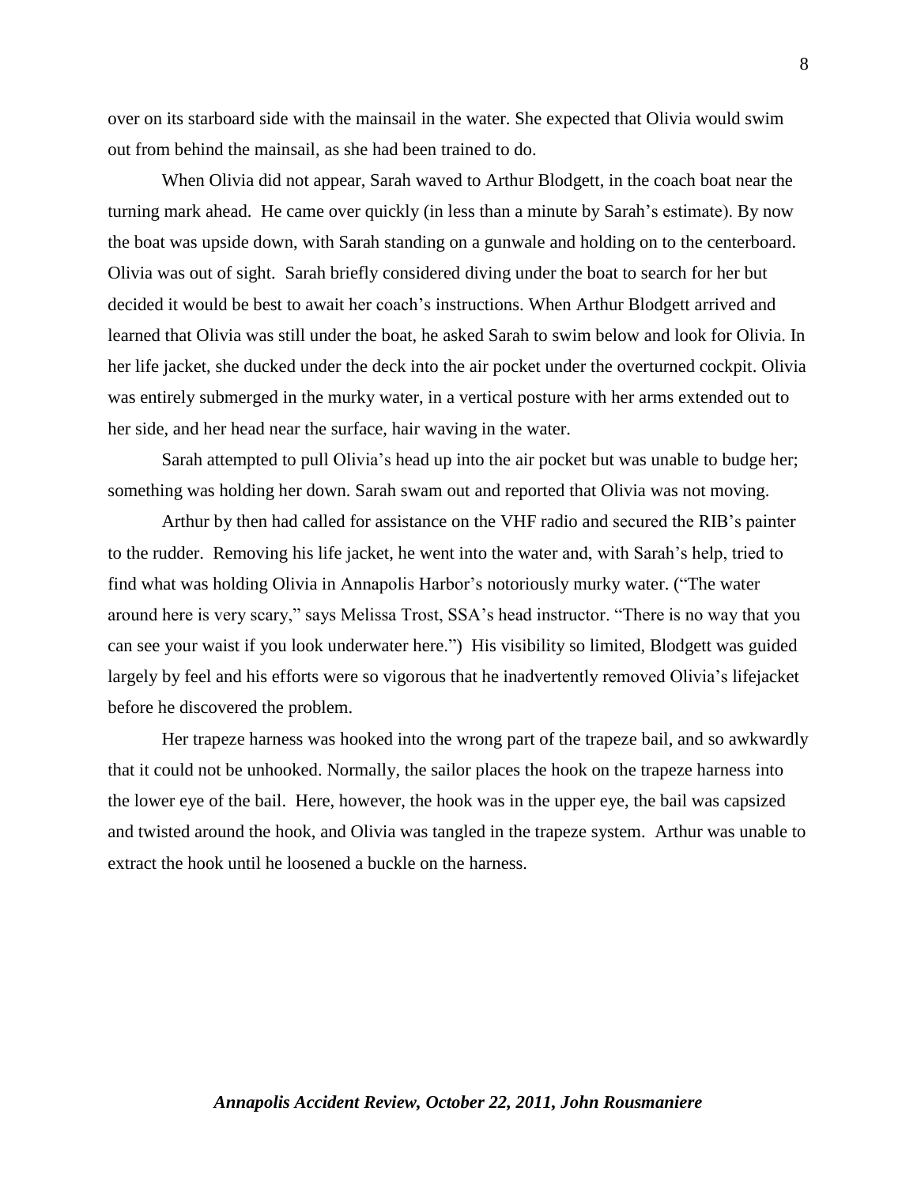over on its starboard side with the mainsail in the water. She expected that Olivia would swim out from behind the mainsail, as she had been trained to do.

When Olivia did not appear, Sarah waved to Arthur Blodgett, in the coach boat near the turning mark ahead. He came over quickly (in less than a minute by Sarah's estimate). By now the boat was upside down, with Sarah standing on a gunwale and holding on to the centerboard. Olivia was out of sight. Sarah briefly considered diving under the boat to search for her but decided it would be best to await her coach's instructions. When Arthur Blodgett arrived and learned that Olivia was still under the boat, he asked Sarah to swim below and look for Olivia. In her life jacket, she ducked under the deck into the air pocket under the overturned cockpit. Olivia was entirely submerged in the murky water, in a vertical posture with her arms extended out to her side, and her head near the surface, hair waving in the water.

Sarah attempted to pull Olivia's head up into the air pocket but was unable to budge her; something was holding her down. Sarah swam out and reported that Olivia was not moving.

Arthur by then had called for assistance on the VHF radio and secured the RIB's painter to the rudder. Removing his life jacket, he went into the water and, with Sarah's help, tried to find what was holding Olivia in Annapolis Harbor's notoriously murky water. ("The water around here is very scary," says Melissa Trost, SSA's head instructor. "There is no way that you can see your waist if you look underwater here.") His visibility so limited, Blodgett was guided largely by feel and his efforts were so vigorous that he inadvertently removed Olivia's lifejacket before he discovered the problem.

Her trapeze harness was hooked into the wrong part of the trapeze bail, and so awkwardly that it could not be unhooked. Normally, the sailor places the hook on the trapeze harness into the lower eye of the bail. Here, however, the hook was in the upper eye, the bail was capsized and twisted around the hook, and Olivia was tangled in the trapeze system. Arthur was unable to extract the hook until he loosened a buckle on the harness.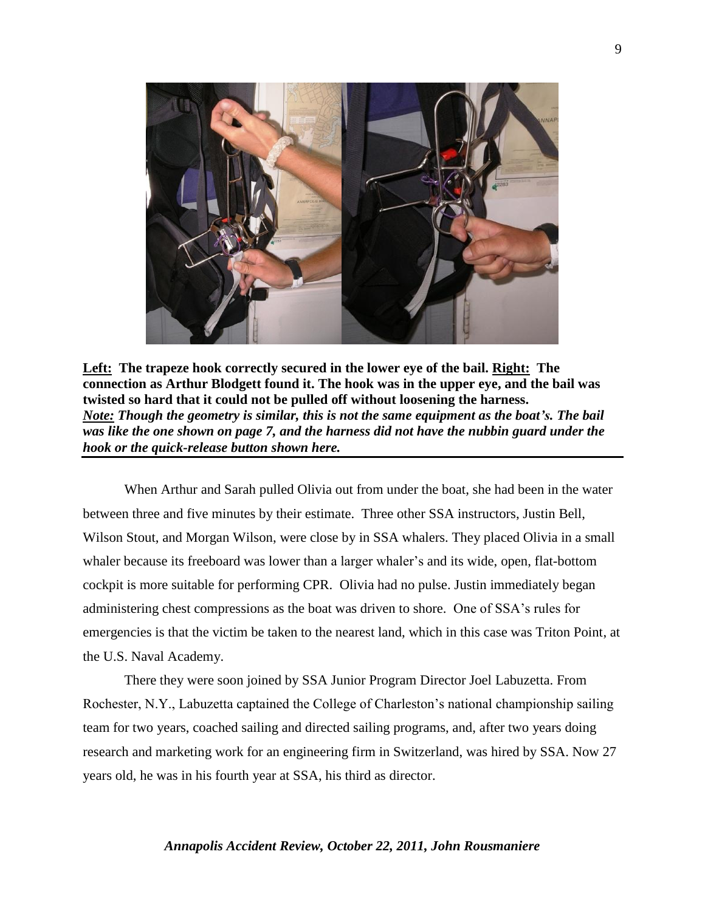**<u>Left:</u> The trapeze hook correctly secured in the lower eye of the bail. <u>Right:</u> The connection as Arthur Blodgett found it. The hook was in the upper eye, and the bail was twisted so hard that it could not be pulled off without loosening the harness.**
***<u>Note:</u> Though the geometry is similar, this is not the same equipment as the boat's. The bail was like the one shown on page 7, and the harness did not have the nubbin guard under the hook or the quick-release button shown here.***

When Arthur and Sarah pulled Olivia out from under the boat, she had been in the water between three and five minutes by their estimate. Three other SSA instructors, Justin Bell, Wilson Stout, and Morgan Wilson, were close by in SSA whalers. They placed Olivia in a small whaler because its freeboard was lower than a larger whaler's and its wide, open, flat-bottom cockpit is more suitable for performing CPR. Olivia had no pulse. Justin immediately began administering chest compressions as the boat was driven to shore. One of SSA's rules for emergencies is that the victim be taken to the nearest land, which in this case was Triton Point, at the U.S. Naval Academy.

There they were soon joined by SSA Junior Program Director Joel Labuzetta. From Rochester, N.Y., Labuzetta captained the College of Charleston's national championship sailing team for two years, coached sailing and directed sailing programs, and, after two years doing research and marketing work for an engineering firm in Switzerland, was hired by SSA. Now 27 years old, he was in his fourth year at SSA, his third as director.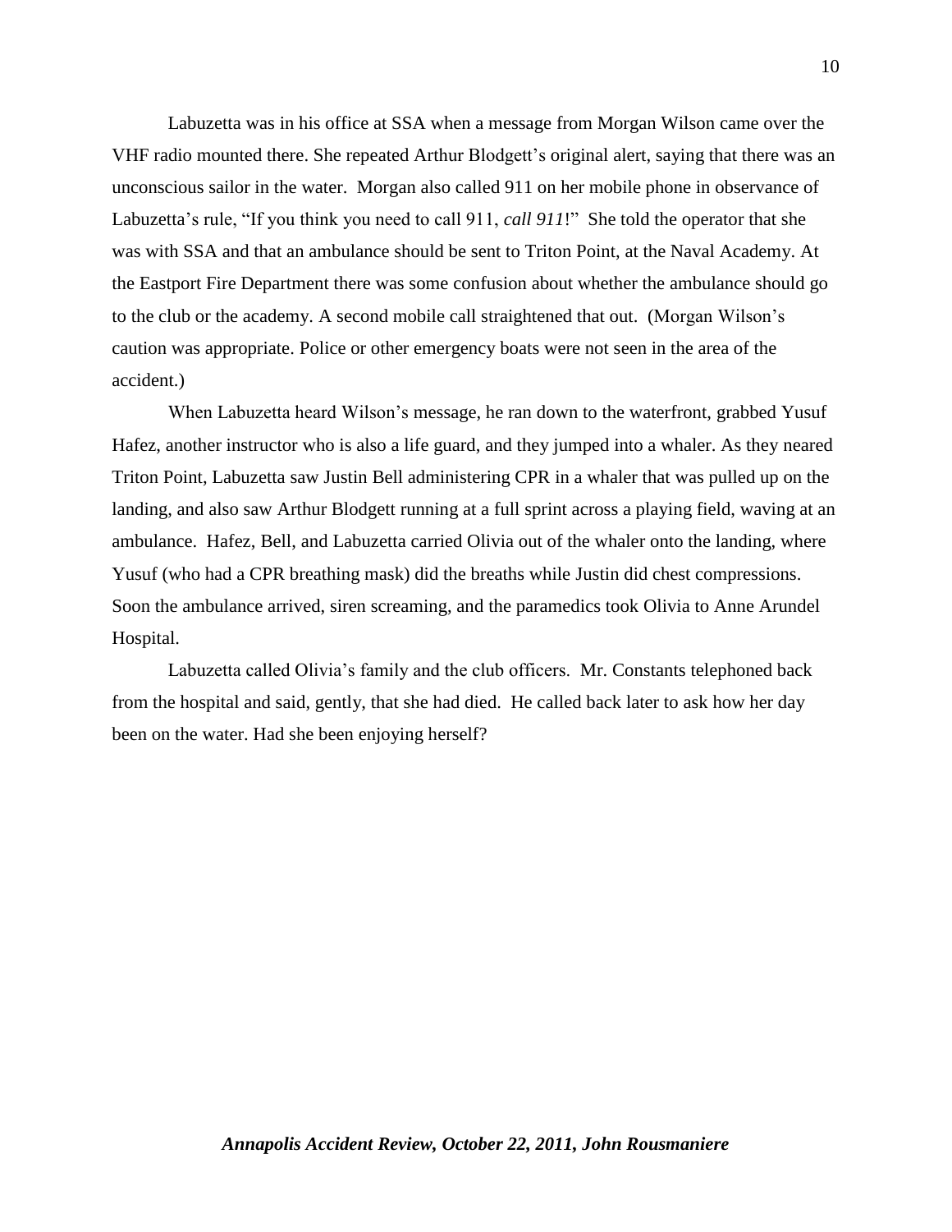Labuzetta was in his office at SSA when a message from Morgan Wilson came over the VHF radio mounted there. She repeated Arthur Blodgett's original alert, saying that there was an unconscious sailor in the water. Morgan also called 911 on her mobile phone in observance of Labuzetta's rule, "If you think you need to call 911, *call 911*!" She told the operator that she was with SSA and that an ambulance should be sent to Triton Point, at the Naval Academy. At the Eastport Fire Department there was some confusion about whether the ambulance should go to the club or the academy. A second mobile call straightened that out. (Morgan Wilson's caution was appropriate. Police or other emergency boats were not seen in the area of the accident.)

When Labuzetta heard Wilson's message, he ran down to the waterfront, grabbed Yusuf Hafez, another instructor who is also a life guard, and they jumped into a whaler. As they neared Triton Point, Labuzetta saw Justin Bell administering CPR in a whaler that was pulled up on the landing, and also saw Arthur Blodgett running at a full sprint across a playing field, waving at an ambulance. Hafez, Bell, and Labuzetta carried Olivia out of the whaler onto the landing, where Yusuf (who had a CPR breathing mask) did the breaths while Justin did chest compressions. Soon the ambulance arrived, siren screaming, and the paramedics took Olivia to Anne Arundel Hospital.

Labuzetta called Olivia's family and the club officers. Mr. Constants telephoned back from the hospital and said, gently, that she had died. He called back later to ask how her day been on the water. Had she been enjoying herself?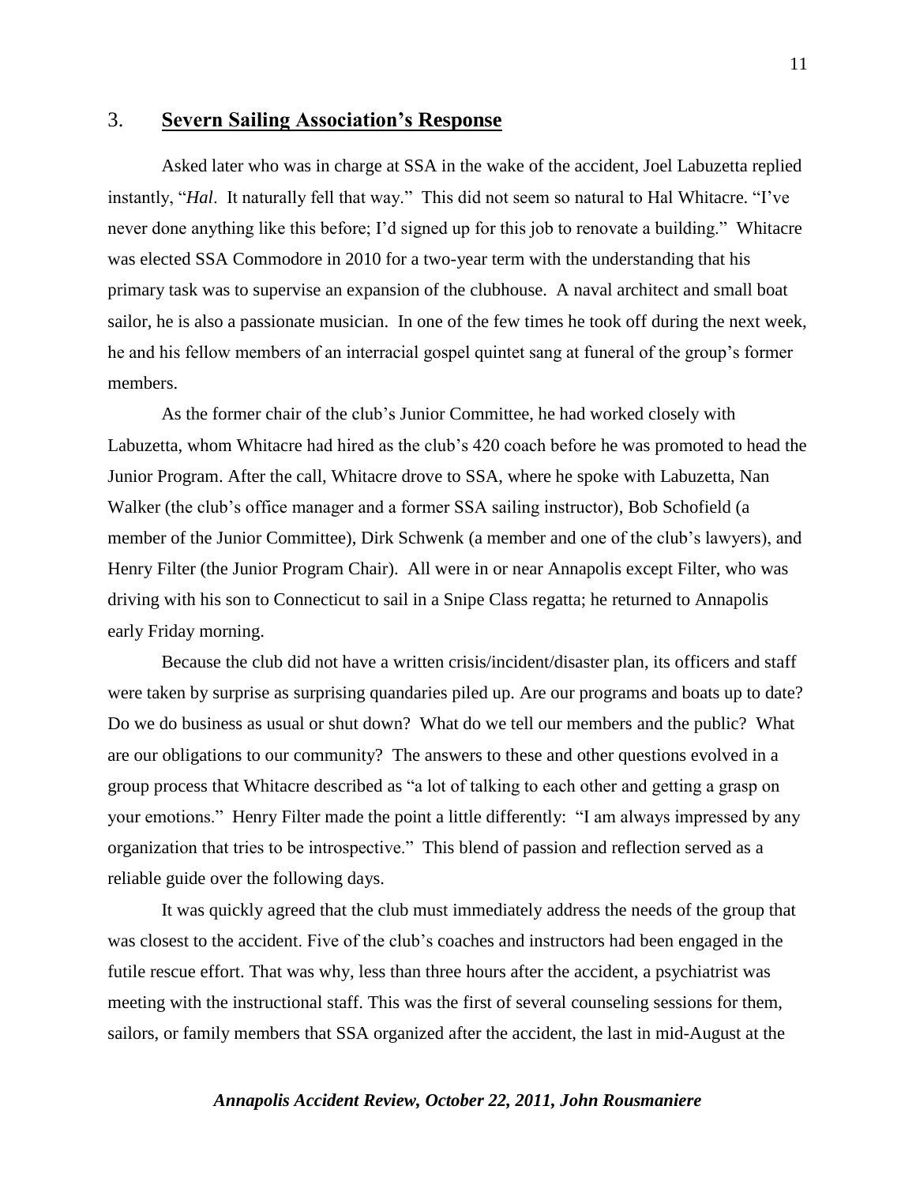## 3. **Severn Sailing Association's Response**

Asked later who was in charge at SSA in the wake of the accident, Joel Labuzetta replied instantly, "*Hal*. It naturally fell that way." This did not seem so natural to Hal Whitacre. "I've never done anything like this before; I'd signed up for this job to renovate a building." Whitacre was elected SSA Commodore in 2010 for a two-year term with the understanding that his primary task was to supervise an expansion of the clubhouse. A naval architect and small boat sailor, he is also a passionate musician. In one of the few times he took off during the next week, he and his fellow members of an interracial gospel quintet sang at funeral of the group's former members.

As the former chair of the club's Junior Committee, he had worked closely with Labuzetta, whom Whitacre had hired as the club's 420 coach before he was promoted to head the Junior Program. After the call, Whitacre drove to SSA, where he spoke with Labuzetta, Nan Walker (the club's office manager and a former SSA sailing instructor), Bob Schofield (a member of the Junior Committee), Dirk Schwenk (a member and one of the club's lawyers), and Henry Filter (the Junior Program Chair). All were in or near Annapolis except Filter, who was driving with his son to Connecticut to sail in a Snipe Class regatta; he returned to Annapolis early Friday morning.

Because the club did not have a written crisis/incident/disaster plan, its officers and staff were taken by surprise as surprising quandaries piled up. Are our programs and boats up to date? Do we do business as usual or shut down? What do we tell our members and the public? What are our obligations to our community? The answers to these and other questions evolved in a group process that Whitacre described as "a lot of talking to each other and getting a grasp on your emotions." Henry Filter made the point a little differently: "I am always impressed by any organization that tries to be introspective." This blend of passion and reflection served as a reliable guide over the following days.

It was quickly agreed that the club must immediately address the needs of the group that was closest to the accident. Five of the club's coaches and instructors had been engaged in the futile rescue effort. That was why, less than three hours after the accident, a psychiatrist was meeting with the instructional staff. This was the first of several counseling sessions for them, sailors, or family members that SSA organized after the accident, the last in mid-August at the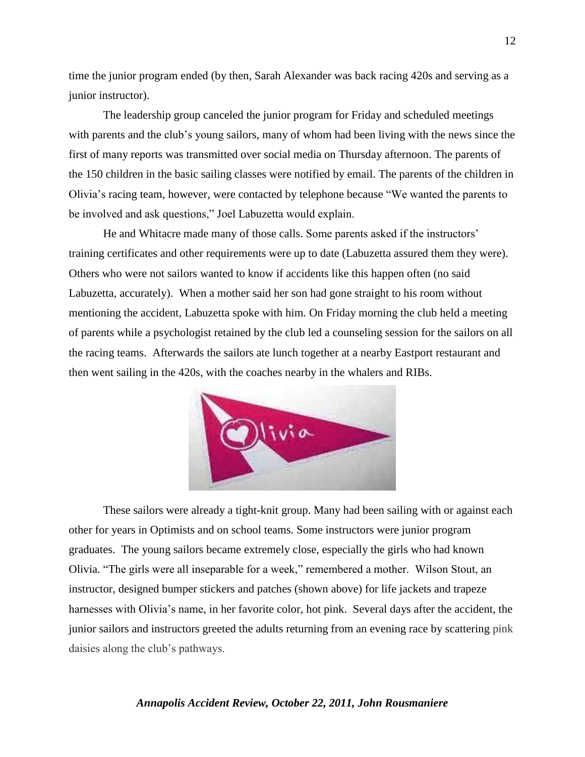time the junior program ended (by then, Sarah Alexander was back racing 420s and serving as a junior instructor).

The leadership group canceled the junior program for Friday and scheduled meetings with parents and the club's young sailors, many of whom had been living with the news since the first of many reports was transmitted over social media on Thursday afternoon. The parents of the 150 children in the basic sailing classes were notified by email. The parents of the children in Olivia's racing team, however, were contacted by telephone because "We wanted the parents to be involved and ask questions," Joel Labuzetta would explain.

He and Whitacre made many of those calls. Some parents asked if the instructors' training certificates and other requirements were up to date (Labuzetta assured them they were). Others who were not sailors wanted to know if accidents like this happen often (no said Labuzetta, accurately). When a mother said her son had gone straight to his room without mentioning the accident, Labuzetta spoke with him. On Friday morning the club held a meeting of parents while a psychologist retained by the club led a counseling session for the sailors on all the racing teams. Afterwards the sailors ate lunch together at a nearby Eastport restaurant and then went sailing in the 420s, with the coaches nearby in the whalers and RIBs.

These sailors were already a tight-knit group. Many had been sailing with or against each other for years in Optimists and on school teams. Some instructors were junior program graduates. The young sailors became extremely close, especially the girls who had known Olivia. "The girls were all inseparable for a week," remembered a mother. Wilson Stout, an instructor, designed bumper stickers and patches (shown above) for life jackets and trapeze harnesses with Olivia's name, in her favorite color, hot pink. Several days after the accident, the junior sailors and instructors greeted the adults returning from an evening race by scattering pink daisies along the club's pathways.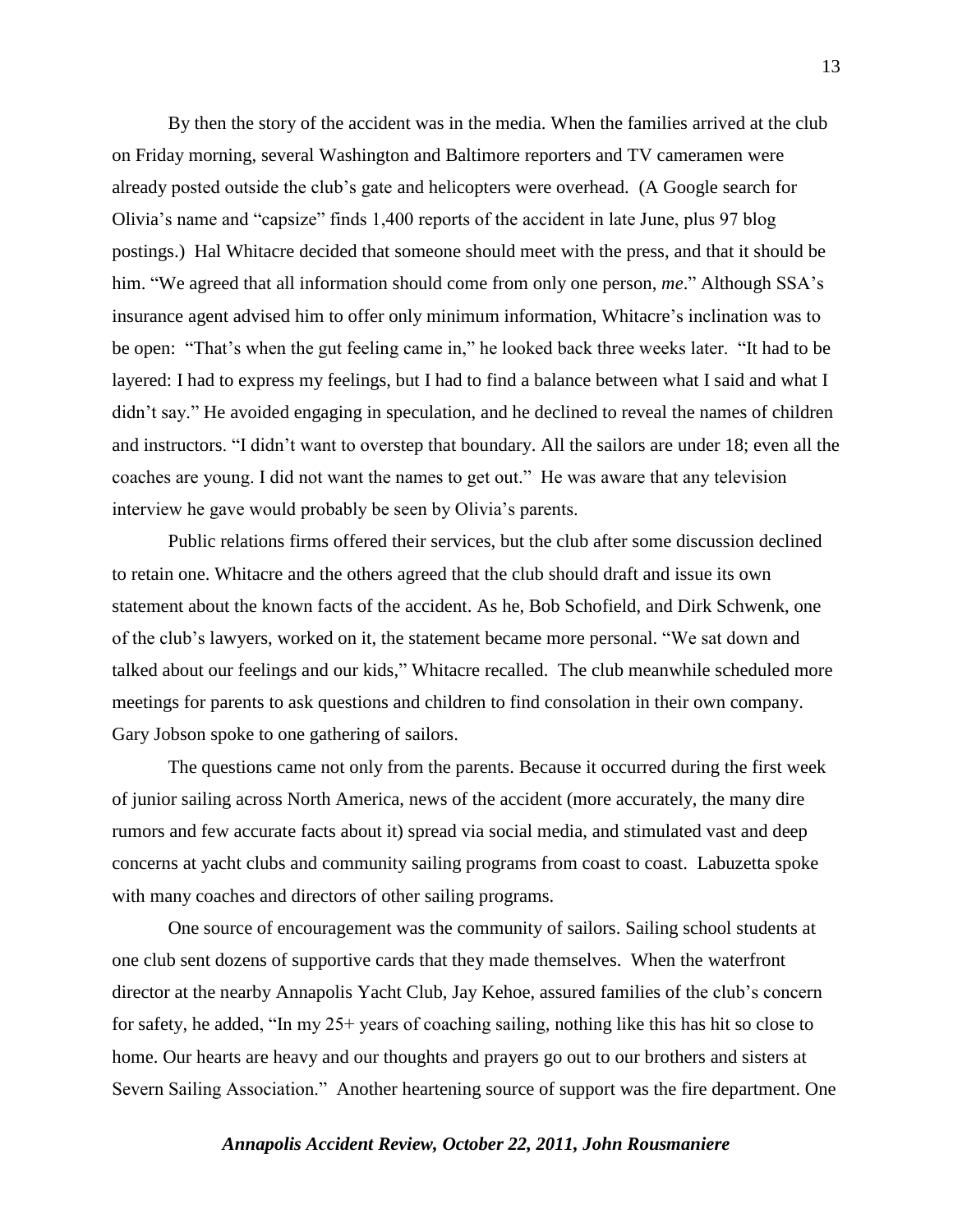By then the story of the accident was in the media. When the families arrived at the club on Friday morning, several Washington and Baltimore reporters and TV cameramen were already posted outside the club's gate and helicopters were overhead. (A Google search for Olivia's name and "capsize" finds 1,400 reports of the accident in late June, plus 97 blog postings.) Hal Whitacre decided that someone should meet with the press, and that it should be him. "We agreed that all information should come from only one person, *me*." Although SSA's insurance agent advised him to offer only minimum information, Whitacre's inclination was to be open: "That's when the gut feeling came in," he looked back three weeks later. "It had to be layered: I had to express my feelings, but I had to find a balance between what I said and what I didn't say." He avoided engaging in speculation, and he declined to reveal the names of children and instructors. "I didn't want to overstep that boundary. All the sailors are under 18; even all the coaches are young. I did not want the names to get out." He was aware that any television interview he gave would probably be seen by Olivia's parents.

Public relations firms offered their services, but the club after some discussion declined to retain one. Whitacre and the others agreed that the club should draft and issue its own statement about the known facts of the accident. As he, Bob Schofield, and Dirk Schwenk, one of the club's lawyers, worked on it, the statement became more personal. "We sat down and talked about our feelings and our kids," Whitacre recalled. The club meanwhile scheduled more meetings for parents to ask questions and children to find consolation in their own company. Gary Jobson spoke to one gathering of sailors.

The questions came not only from the parents. Because it occurred during the first week of junior sailing across North America, news of the accident (more accurately, the many dire rumors and few accurate facts about it) spread via social media, and stimulated vast and deep concerns at yacht clubs and community sailing programs from coast to coast. Labuzetta spoke with many coaches and directors of other sailing programs.

One source of encouragement was the community of sailors. Sailing school students at one club sent dozens of supportive cards that they made themselves. When the waterfront director at the nearby Annapolis Yacht Club, Jay Kehoe, assured families of the club's concern for safety, he added, "In my 25+ years of coaching sailing, nothing like this has hit so close to home. Our hearts are heavy and our thoughts and prayers go out to our brothers and sisters at Severn Sailing Association." Another heartening source of support was the fire department. One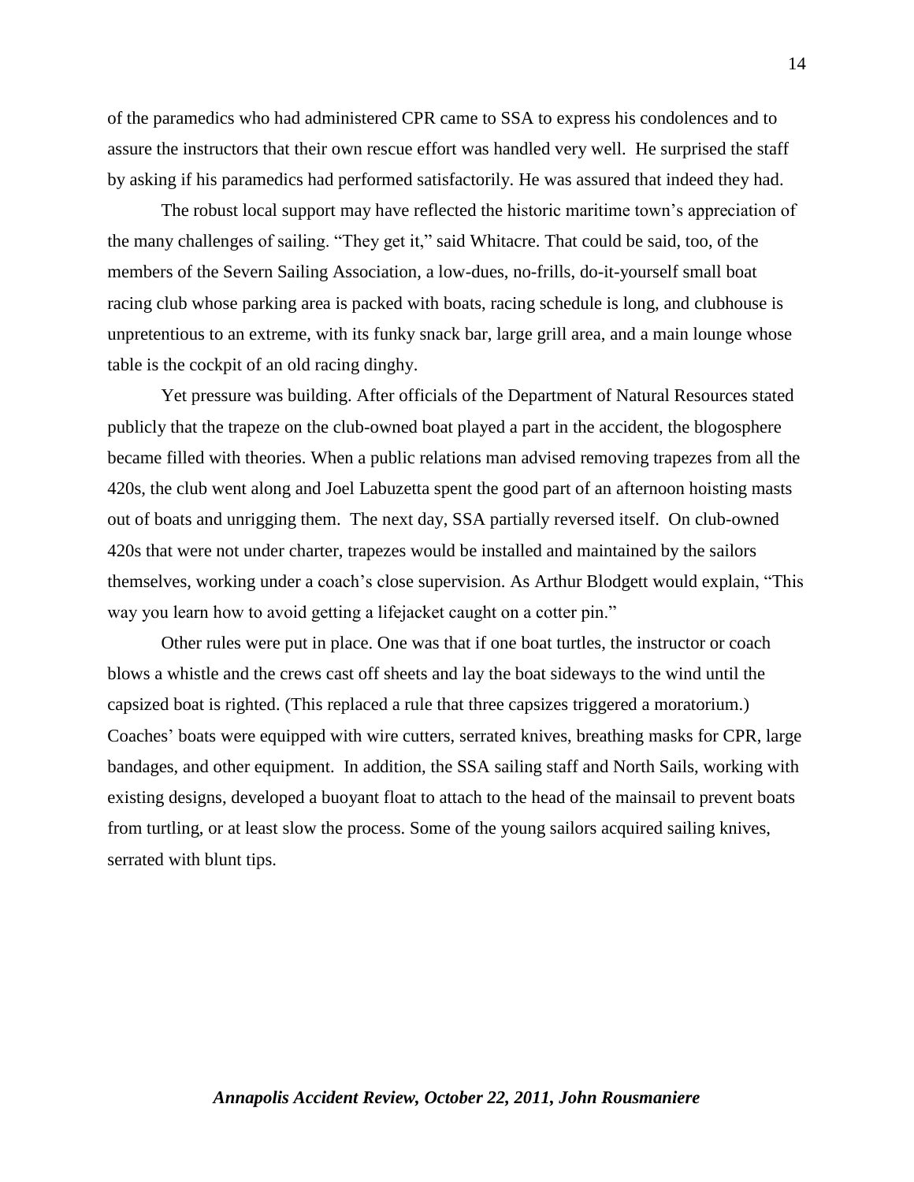of the paramedics who had administered CPR came to SSA to express his condolences and to assure the instructors that their own rescue effort was handled very well. He surprised the staff by asking if his paramedics had performed satisfactorily. He was assured that indeed they had.

The robust local support may have reflected the historic maritime town's appreciation of the many challenges of sailing. "They get it," said Whitacre. That could be said, too, of the members of the Severn Sailing Association, a low-dues, no-frills, do-it-yourself small boat racing club whose parking area is packed with boats, racing schedule is long, and clubhouse is unpretentious to an extreme, with its funky snack bar, large grill area, and a main lounge whose table is the cockpit of an old racing dinghy.

Yet pressure was building. After officials of the Department of Natural Resources stated publicly that the trapeze on the club-owned boat played a part in the accident, the blogosphere became filled with theories. When a public relations man advised removing trapezes from all the 420s, the club went along and Joel Labuzetta spent the good part of an afternoon hoisting masts out of boats and unrigging them. The next day, SSA partially reversed itself. On club-owned 420s that were not under charter, trapezes would be installed and maintained by the sailors themselves, working under a coach's close supervision. As Arthur Blodgett would explain, "This way you learn how to avoid getting a lifejacket caught on a cotter pin."

Other rules were put in place. One was that if one boat turtles, the instructor or coach blows a whistle and the crews cast off sheets and lay the boat sideways to the wind until the capsized boat is righted. (This replaced a rule that three capsizes triggered a moratorium.) Coaches' boats were equipped with wire cutters, serrated knives, breathing masks for CPR, large bandages, and other equipment. In addition, the SSA sailing staff and North Sails, working with existing designs, developed a buoyant float to attach to the head of the mainsail to prevent boats from turtling, or at least slow the process. Some of the young sailors acquired sailing knives, serrated with blunt tips.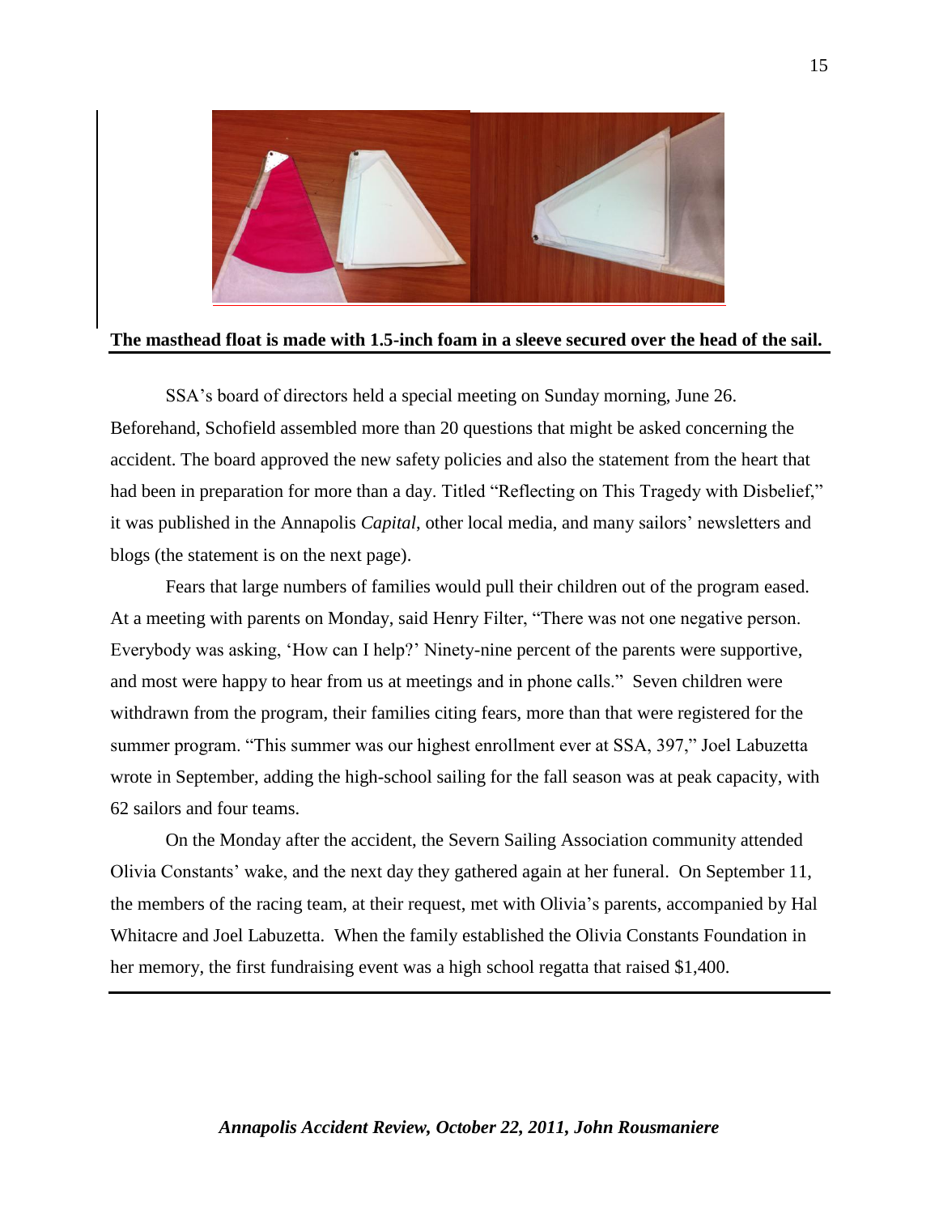**The masthead float is made with 1.5-inch foam in a sleeve secured over the head of the sail.**

SSA's board of directors held a special meeting on Sunday morning, June 26. Beforehand, Schofield assembled more than 20 questions that might be asked concerning the accident. The board approved the new safety policies and also the statement from the heart that had been in preparation for more than a day. Titled "Reflecting on This Tragedy with Disbelief," it was published in the Annapolis *Capital*, other local media, and many sailors' newsletters and blogs (the statement is on the next page).

Fears that large numbers of families would pull their children out of the program eased. At a meeting with parents on Monday, said Henry Filter, "There was not one negative person. Everybody was asking, 'How can I help?' Ninety-nine percent of the parents were supportive, and most were happy to hear from us at meetings and in phone calls." Seven children were withdrawn from the program, their families citing fears, more than that were registered for the summer program. "This summer was our highest enrollment ever at SSA, 397," Joel Labuzetta wrote in September, adding the high-school sailing for the fall season was at peak capacity, with 62 sailors and four teams.

On the Monday after the accident, the Severn Sailing Association community attended Olivia Constants' wake, and the next day they gathered again at her funeral. On September 11, the members of the racing team, at their request, met with Olivia's parents, accompanied by Hal Whitacre and Joel Labuzetta. When the family established the Olivia Constants Foundation in her memory, the first fundraising event was a high school regatta that raised $1,400.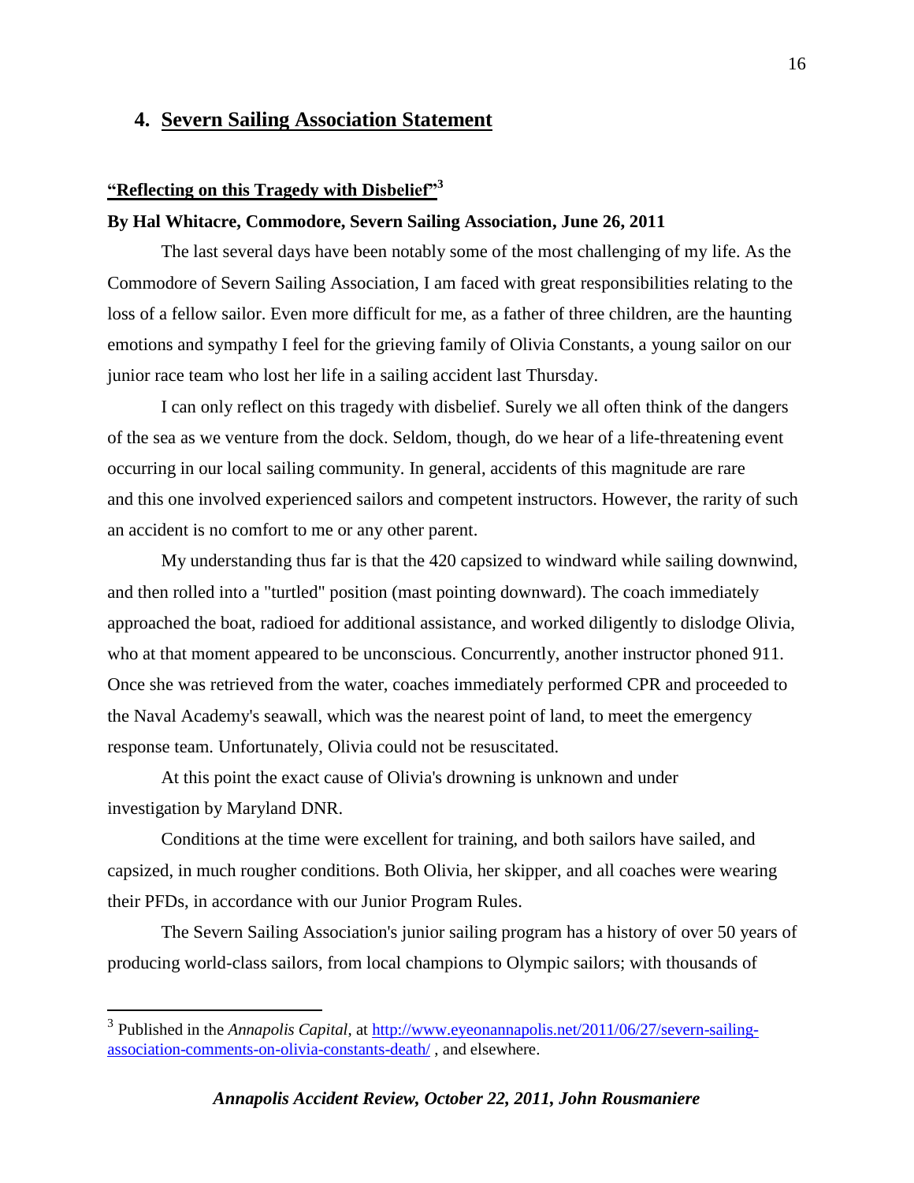## 4. Severn Sailing Association Statement

### "Reflecting on this Tragedy with Disbelief"[3]

**By Hal Whitacre, Commodore, Severn Sailing Association, June 26, 2011**

The last several days have been notably some of the most challenging of my life. As the Commodore of Severn Sailing Association, I am faced with great responsibilities relating to the loss of a fellow sailor. Even more difficult for me, as a father of three children, are the haunting emotions and sympathy I feel for the grieving family of Olivia Constants, a young sailor on our junior race team who lost her life in a sailing accident last Thursday.

I can only reflect on this tragedy with disbelief. Surely we all often think of the dangers of the sea as we venture from the dock. Seldom, though, do we hear of a life-threatening event occurring in our local sailing community. In general, accidents of this magnitude are rare and this one involved experienced sailors and competent instructors. However, the rarity of such an accident is no comfort to me or any other parent.

My understanding thus far is that the 420 capsized to windward while sailing downwind, and then rolled into a "turtled" position (mast pointing downward). The coach immediately approached the boat, radioed for additional assistance, and worked diligently to dislodge Olivia, who at that moment appeared to be unconscious. Concurrently, another instructor phoned 911. Once she was retrieved from the water, coaches immediately performed CPR and proceeded to the Naval Academy's seawall, which was the nearest point of land, to meet the emergency response team. Unfortunately, Olivia could not be resuscitated.

At this point the exact cause of Olivia's drowning is unknown and under investigation by Maryland DNR.

Conditions at the time were excellent for training, and both sailors have sailed, and capsized, in much rougher conditions. Both Olivia, her skipper, and all coaches were wearing their PFDs, in accordance with our Junior Program Rules.

The Severn Sailing Association's junior sailing program has a history of over 50 years of producing world-class sailors, from local champions to Olympic sailors; with thousands of

---

[3] Published in the *Annapolis Capital*, at http://www.eyeonannapolis.net/2011/06/27/severn-sailing-association-comments-on-olivia-constants-death/ , and elsewhere.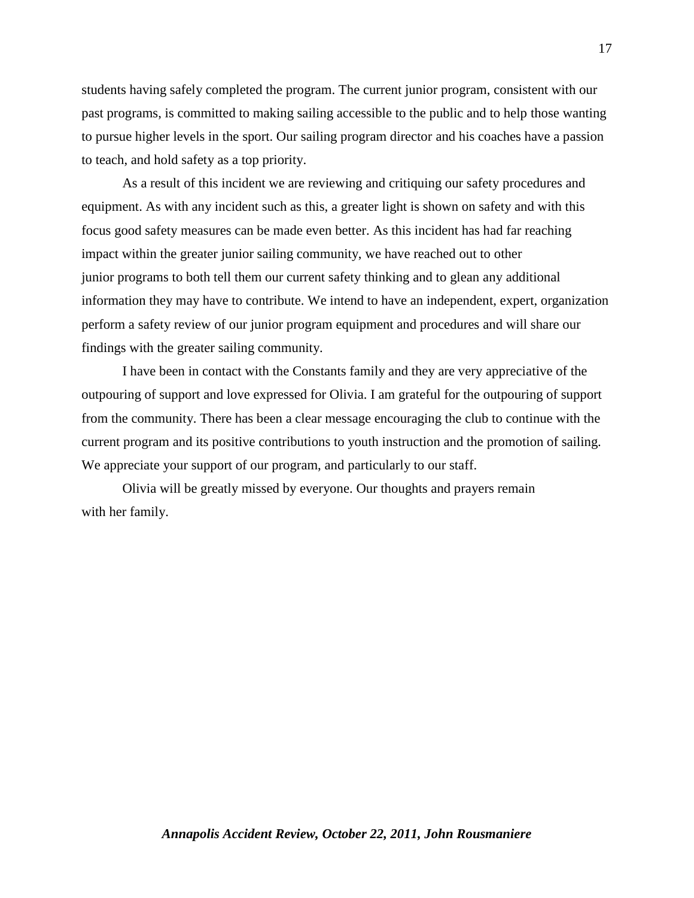students having safely completed the program. The current junior program, consistent with our past programs, is committed to making sailing accessible to the public and to help those wanting to pursue higher levels in the sport. Our sailing program director and his coaches have a passion to teach, and hold safety as a top priority.

As a result of this incident we are reviewing and critiquing our safety procedures and equipment. As with any incident such as this, a greater light is shown on safety and with this focus good safety measures can be made even better. As this incident has had far reaching impact within the greater junior sailing community, we have reached out to other junior programs to both tell them our current safety thinking and to glean any additional information they may have to contribute. We intend to have an independent, expert, organization perform a safety review of our junior program equipment and procedures and will share our findings with the greater sailing community.

I have been in contact with the Constants family and they are very appreciative of the outpouring of support and love expressed for Olivia. I am grateful for the outpouring of support from the community. There has been a clear message encouraging the club to continue with the current program and its positive contributions to youth instruction and the promotion of sailing. We appreciate your support of our program, and particularly to our staff.

Olivia will be greatly missed by everyone. Our thoughts and prayers remain with her family.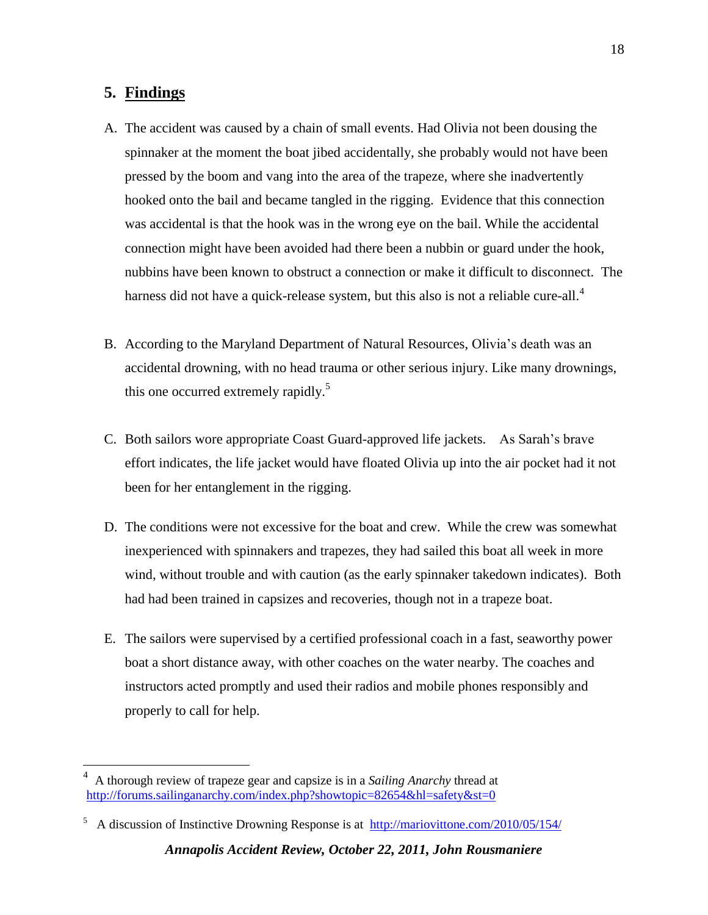## 5. Findings

A. The accident was caused by a chain of small events. Had Olivia not been dousing the spinnaker at the moment the boat jibed accidentally, she probably would not have been pressed by the boom and vang into the area of the trapeze, where she inadvertently hooked onto the bail and became tangled in the rigging. Evidence that this connection was accidental is that the hook was in the wrong eye on the bail. While the accidental connection might have been avoided had there been a nubbin or guard under the hook, nubbins have been known to obstruct a connection or make it difficult to disconnect. The harness did not have a quick-release system, but this also is not a reliable cure-all.[4]

B. According to the Maryland Department of Natural Resources, Olivia's death was an accidental drowning, with no head trauma or other serious injury. Like many drownings, this one occurred extremely rapidly.[5]

C. Both sailors wore appropriate Coast Guard-approved life jackets. As Sarah's brave effort indicates, the life jacket would have floated Olivia up into the air pocket had it not been for her entanglement in the rigging.

D. The conditions were not excessive for the boat and crew. While the crew was somewhat inexperienced with spinnakers and trapezes, they had sailed this boat all week in more wind, without trouble and with caution (as the early spinnaker takedown indicates). Both had had been trained in capsizes and recoveries, though not in a trapeze boat.

E. The sailors were supervised by a certified professional coach in a fast, seaworthy power boat a short distance away, with other coaches on the water nearby. The coaches and instructors acted promptly and used their radios and mobile phones responsibly and properly to call for help.

---

[4] A thorough review of trapeze gear and capsize is in a *Sailing Anarchy* thread at http://forums.sailinganarchy.com/index.php?showtopic=82654&hl=safety&st=0

[5] A discussion of Instinctive Drowning Response is at http://mariovittone.com/2010/05/154/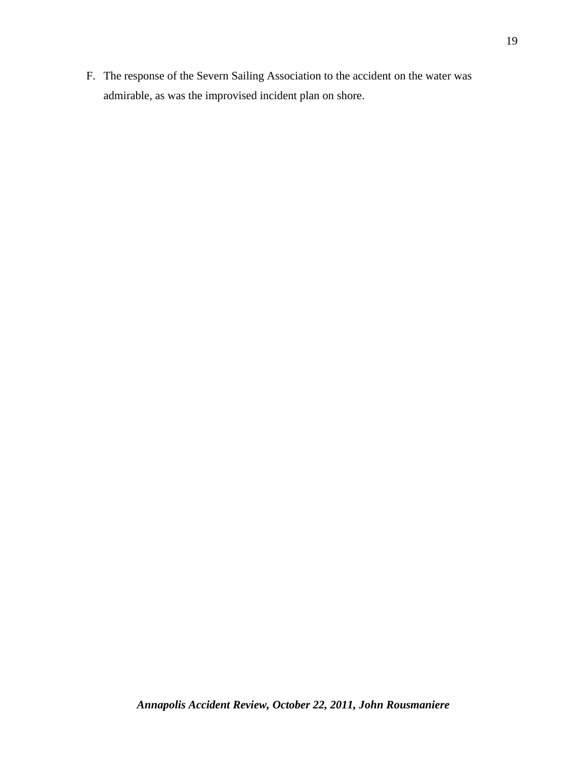F. The response of the Severn Sailing Association to the accident on the water was admirable, as was the improvised incident plan on shore.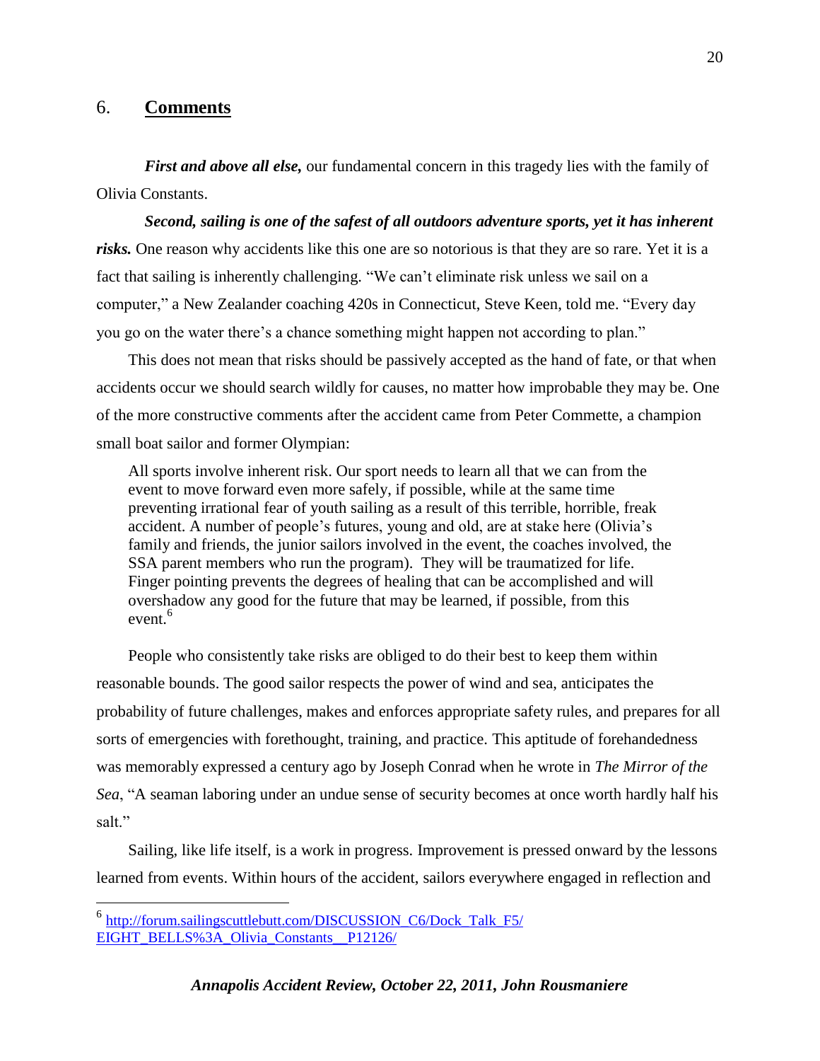## 6. **Comments**

***First and above all else,*** our fundamental concern in this tragedy lies with the family of Olivia Constants.

***Second, sailing is one of the safest of all outdoors adventure sports, yet it has inherent risks.*** One reason why accidents like this one are so notorious is that they are so rare. Yet it is a fact that sailing is inherently challenging. "We can't eliminate risk unless we sail on a computer," a New Zealander coaching 420s in Connecticut, Steve Keen, told me. "Every day you go on the water there's a chance something might happen not according to plan."

This does not mean that risks should be passively accepted as the hand of fate, or that when accidents occur we should search wildly for causes, no matter how improbable they may be. One of the more constructive comments after the accident came from Peter Commette, a champion small boat sailor and former Olympian:

> All sports involve inherent risk. Our sport needs to learn all that we can from the event to move forward even more safely, if possible, while at the same time preventing irrational fear of youth sailing as a result of this terrible, horrible, freak accident. A number of people's futures, young and old, are at stake here (Olivia's family and friends, the junior sailors involved in the event, the coaches involved, the SSA parent members who run the program). They will be traumatized for life. Finger pointing prevents the degrees of healing that can be accomplished and will overshadow any good for the future that may be learned, if possible, from this event.[6]

People who consistently take risks are obliged to do their best to keep them within reasonable bounds. The good sailor respects the power of wind and sea, anticipates the probability of future challenges, makes and enforces appropriate safety rules, and prepares for all sorts of emergencies with forethought, training, and practice. This aptitude of forehandedness was memorably expressed a century ago by Joseph Conrad when he wrote in *The Mirror of the Sea*, "A seaman laboring under an undue sense of security becomes at once worth hardly half his salt."

Sailing, like life itself, is a work in progress. Improvement is pressed onward by the lessons learned from events. Within hours of the accident, sailors everywhere engaged in reflection and

---

[6] http://forum.sailingscuttlebutt.com/DISCUSSION_C6/Dock_Talk_F5/EIGHT_BELLS%3A_Olivia_Constants__P12126/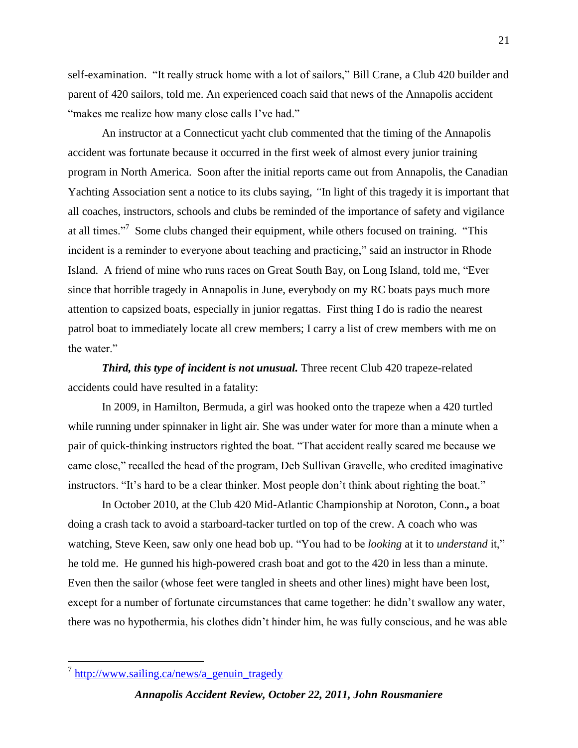self-examination. "It really struck home with a lot of sailors," Bill Crane, a Club 420 builder and parent of 420 sailors, told me. An experienced coach said that news of the Annapolis accident "makes me realize how many close calls I've had."

An instructor at a Connecticut yacht club commented that the timing of the Annapolis accident was fortunate because it occurred in the first week of almost every junior training program in North America. Soon after the initial reports came out from Annapolis, the Canadian Yachting Association sent a notice to its clubs saying, *"*In light of this tragedy it is important that all coaches, instructors, schools and clubs be reminded of the importance of safety and vigilance at all times."[7] Some clubs changed their equipment, while others focused on training. "This incident is a reminder to everyone about teaching and practicing," said an instructor in Rhode Island. A friend of mine who runs races on Great South Bay, on Long Island, told me, "Ever since that horrible tragedy in Annapolis in June, everybody on my RC boats pays much more attention to capsized boats, especially in junior regattas. First thing I do is radio the nearest patrol boat to immediately locate all crew members; I carry a list of crew members with me on the water."

***Third, this type of incident is not unusual.*** Three recent Club 420 trapeze-related accidents could have resulted in a fatality:

In 2009, in Hamilton, Bermuda, a girl was hooked onto the trapeze when a 420 turtled while running under spinnaker in light air. She was under water for more than a minute when a pair of quick-thinking instructors righted the boat. "That accident really scared me because we came close," recalled the head of the program, Deb Sullivan Gravelle, who credited imaginative instructors. "It's hard to be a clear thinker. Most people don't think about righting the boat."

In October 2010, at the Club 420 Mid-Atlantic Championship at Noroton, Conn.**,** a boat doing a crash tack to avoid a starboard-tacker turtled on top of the crew. A coach who was watching, Steve Keen, saw only one head bob up. "You had to be *looking* at it to *understand* it," he told me. He gunned his high-powered crash boat and got to the 420 in less than a minute. Even then the sailor (whose feet were tangled in sheets and other lines) might have been lost, except for a number of fortunate circumstances that came together: he didn't swallow any water, there was no hypothermia, his clothes didn't hinder him, he was fully conscious, and he was able

---

[7] http://www.sailing.ca/news/a_genuin_tragedy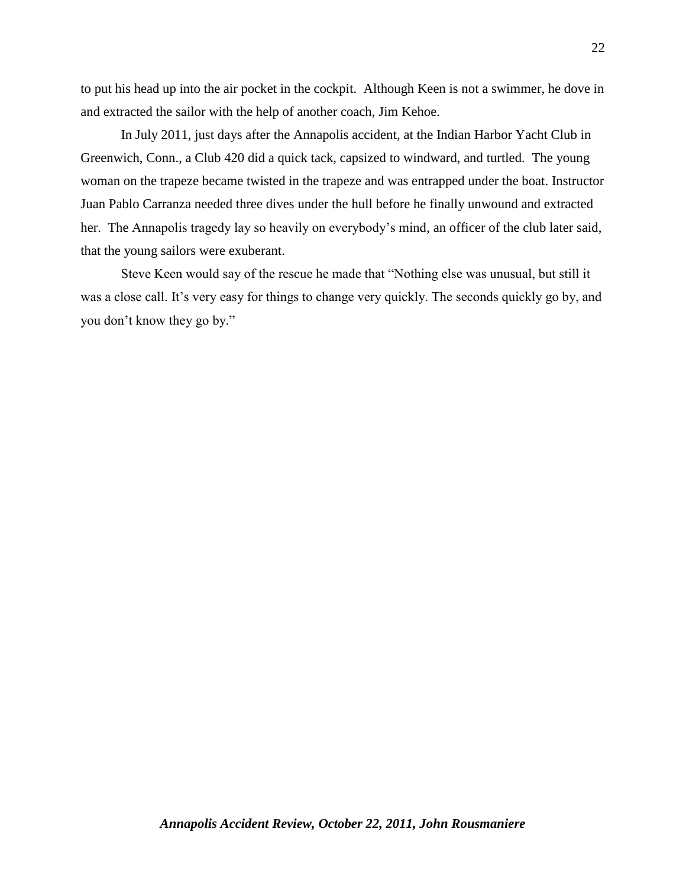to put his head up into the air pocket in the cockpit.  Although Keen is not a swimmer, he dove in and extracted the sailor with the help of another coach, Jim Kehoe.

In July 2011, just days after the Annapolis accident, at the Indian Harbor Yacht Club in Greenwich, Conn., a Club 420 did a quick tack, capsized to windward, and turtled.  The young woman on the trapeze became twisted in the trapeze and was entrapped under the boat. Instructor Juan Pablo Carranza needed three dives under the hull before he finally unwound and extracted her.  The Annapolis tragedy lay so heavily on everybody's mind, an officer of the club later said, that the young sailors were exuberant.

Steve Keen would say of the rescue he made that "Nothing else was unusual, but still it was a close call. It's very easy for things to change very quickly. The seconds quickly go by, and you don't know they go by."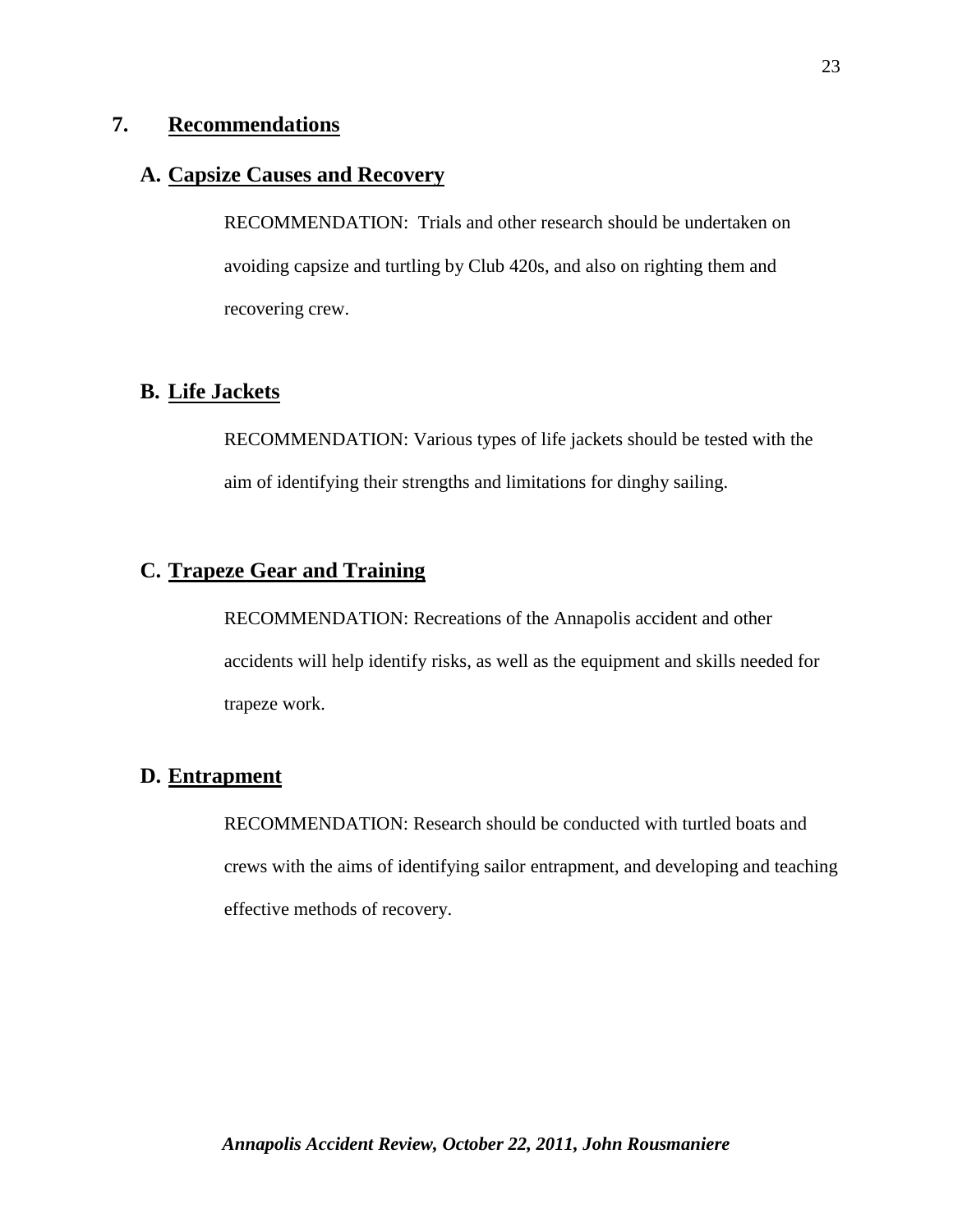## 7. Recommendations

### A. Capsize Causes and Recovery

RECOMMENDATION: Trials and other research should be undertaken on avoiding capsize and turtling by Club 420s, and also on righting them and recovering crew.

### B. Life Jackets

RECOMMENDATION: Various types of life jackets should be tested with the aim of identifying their strengths and limitations for dinghy sailing.

### C. Trapeze Gear and Training

RECOMMENDATION: Recreations of the Annapolis accident and other accidents will help identify risks, as well as the equipment and skills needed for trapeze work.

### D. Entrapment

RECOMMENDATION: Research should be conducted with turtled boats and crews with the aims of identifying sailor entrapment, and developing and teaching effective methods of recovery.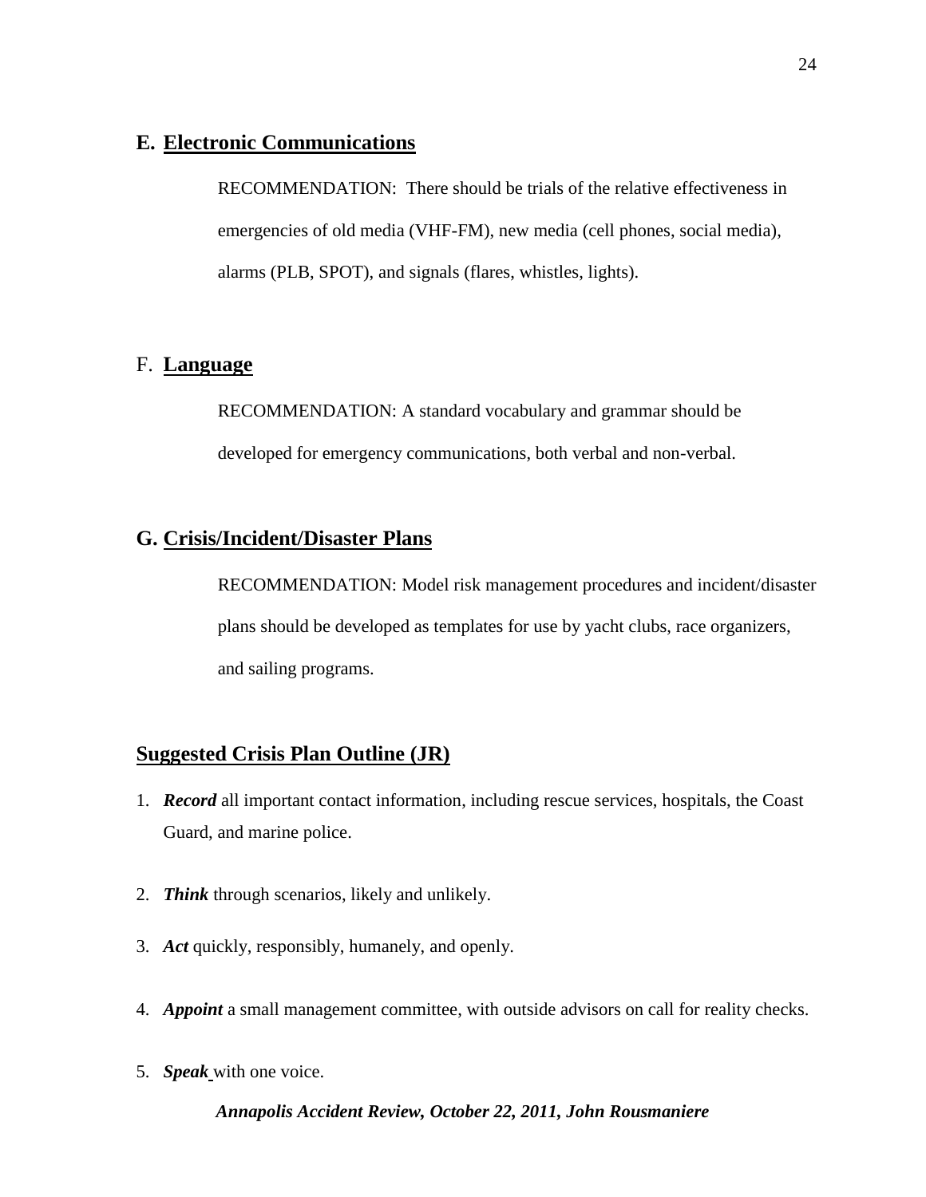## E. Electronic Communications

RECOMMENDATION: There should be trials of the relative effectiveness in emergencies of old media (VHF-FM), new media (cell phones, social media), alarms (PLB, SPOT), and signals (flares, whistles, lights).

## F. Language

RECOMMENDATION: A standard vocabulary and grammar should be developed for emergency communications, both verbal and non-verbal.

## G. Crisis/Incident/Disaster Plans

RECOMMENDATION: Model risk management procedures and incident/disaster plans should be developed as templates for use by yacht clubs, race organizers, and sailing programs.

## Suggested Crisis Plan Outline (JR)

1. ***Record*** all important contact information, including rescue services, hospitals, the Coast Guard, and marine police.
2. ***Think*** through scenarios, likely and unlikely.
3. ***Act*** quickly, responsibly, humanely, and openly.
4. ***Appoint*** a small management committee, with outside advisors on call for reality checks.
5. ***Speak*** with one voice.

***Annapolis Accident Review, October 22, 2011, John Rousmaniere***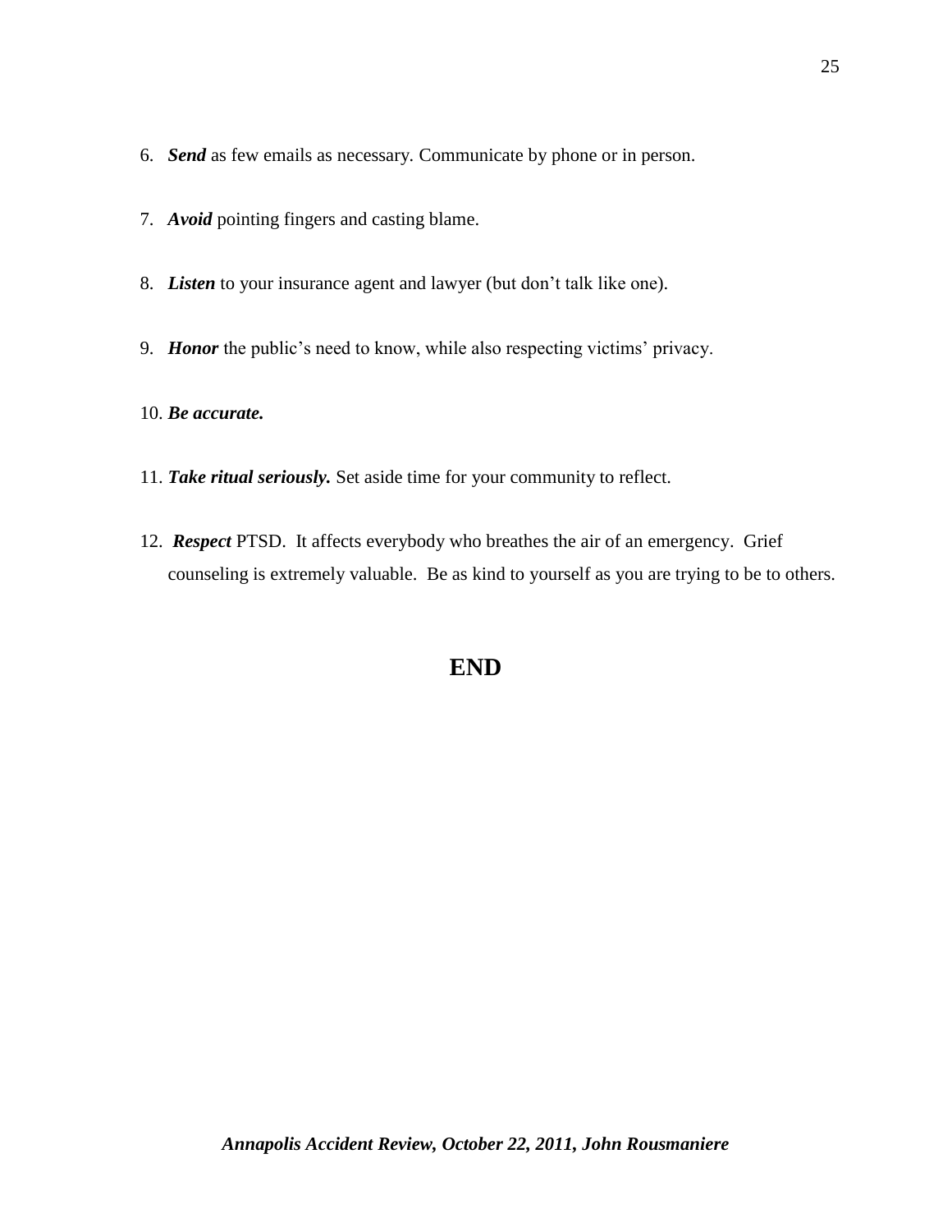6. ***Send*** as few emails as necessary. Communicate by phone or in person.

7. ***Avoid*** pointing fingers and casting blame.

8. ***Listen*** to your insurance agent and lawyer (but don't talk like one).

9. ***Honor*** the public's need to know, while also respecting victims' privacy.

10. ***Be accurate.***

11. ***Take ritual seriously.*** Set aside time for your community to reflect.

12. ***Respect*** PTSD. It affects everybody who breathes the air of an emergency. Grief counseling is extremely valuable. Be as kind to yourself as you are trying to be to others.

## END